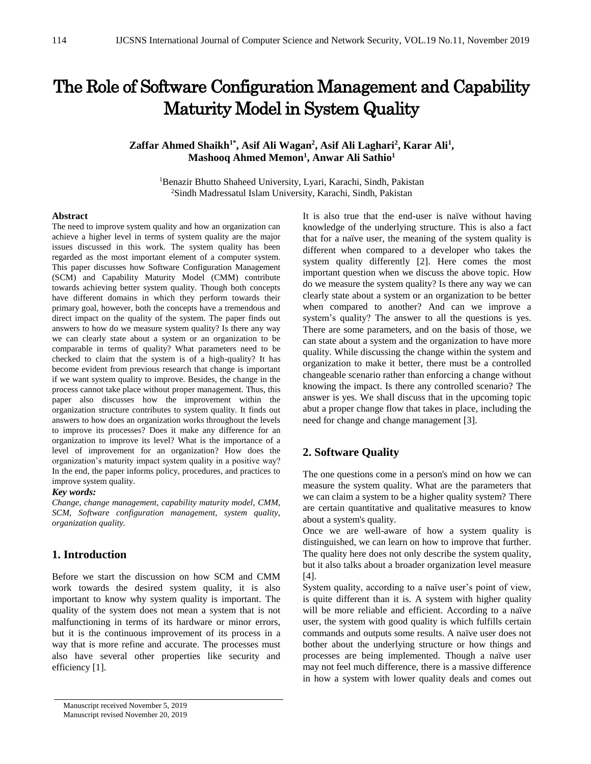# The Role of Software Configuration Management and Capability Maturity Model in System Quality

**Zaffar Ahmed Shaikh[1*], Asif Ali Wagan[2], Asif Ali Laghari[2], Karar Ali[1], Mashooq Ahmed Memon[1], Anwar Ali Sathio[1]**

[1]Benazir Bhutto Shaheed University, Lyari, Karachi, Sindh, Pakistan
[2]Sindh Madressatul Islam University, Karachi, Sindh, Pakistan

### Abstract

The need to improve system quality and how an organization can achieve a higher level in terms of system quality are the major issues discussed in this work. The system quality has been regarded as the most important element of a computer system. This paper discusses how Software Configuration Management (SCM) and Capability Maturity Model (CMM) contribute towards achieving better system quality. Though both concepts have different domains in which they perform towards their primary goal, however, both the concepts have a tremendous and direct impact on the quality of the system. The paper finds out answers to how do we measure system quality? Is there any way we can clearly state about a system or an organization to be comparable in terms of quality? What parameters need to be checked to claim that the system is of a high-quality? It has become evident from previous research that change is important if we want system quality to improve. Besides, the change in the process cannot take place without proper management. Thus, this paper also discusses how the improvement within the organization structure contributes to system quality. It finds out answers to how does an organization works throughout the levels to improve its processes? Does it make any difference for an organization to improve its level? What is the importance of a level of improvement for an organization? How does the organization's maturity impact system quality in a positive way? In the end, the paper informs policy, procedures, and practices to improve system quality.

***Key words:***

*Change, change management, capability maturity model, CMM, SCM, Software configuration management, system quality, organization quality.*

## 1. Introduction

Before we start the discussion on how SCM and CMM work towards the desired system quality, it is also important to know why system quality is important. The quality of the system does not mean a system that is not malfunctioning in terms of its hardware or minor errors, but it is the continuous improvement of its process in a way that is more refine and accurate. The processes must also have several other properties like security and efficiency [1].

It is also true that the end-user is naïve without having knowledge of the underlying structure. This is also a fact that for a naïve user, the meaning of the system quality is different when compared to a developer who takes the system quality differently [2]. Here comes the most important question when we discuss the above topic. How do we measure the system quality? Is there any way we can clearly state about a system or an organization to be better when compared to another? And can we improve a system's quality? The answer to all the questions is yes. There are some parameters, and on the basis of those, we can state about a system and the organization to have more quality. While discussing the change within the system and organization to make it better, there must be a controlled changeable scenario rather than enforcing a change without knowing the impact. Is there any controlled scenario? The answer is yes. We shall discuss that in the upcoming topic abut a proper change flow that takes in place, including the need for change and change management [3].

## 2. Software Quality

The one questions come in a person's mind on how we can measure the system quality. What are the parameters that we can claim a system to be a higher quality system? There are certain quantitative and qualitative measures to know about a system's quality.

Once we are well-aware of how a system quality is distinguished, we can learn on how to improve that further. The quality here does not only describe the system quality, but it also talks about a broader organization level measure [4].

System quality, according to a naïve user's point of view, is quite different than it is. A system with higher quality will be more reliable and efficient. According to a naïve user, the system with good quality is which fulfills certain commands and outputs some results. A naïve user does not bother about the underlying structure or how things and processes are being implemented. Though a naïve user may not feel much difference, there is a massive difference in how a system with lower quality deals and comes out

Manuscript received November 5, 2019
Manuscript revised November 20, 2019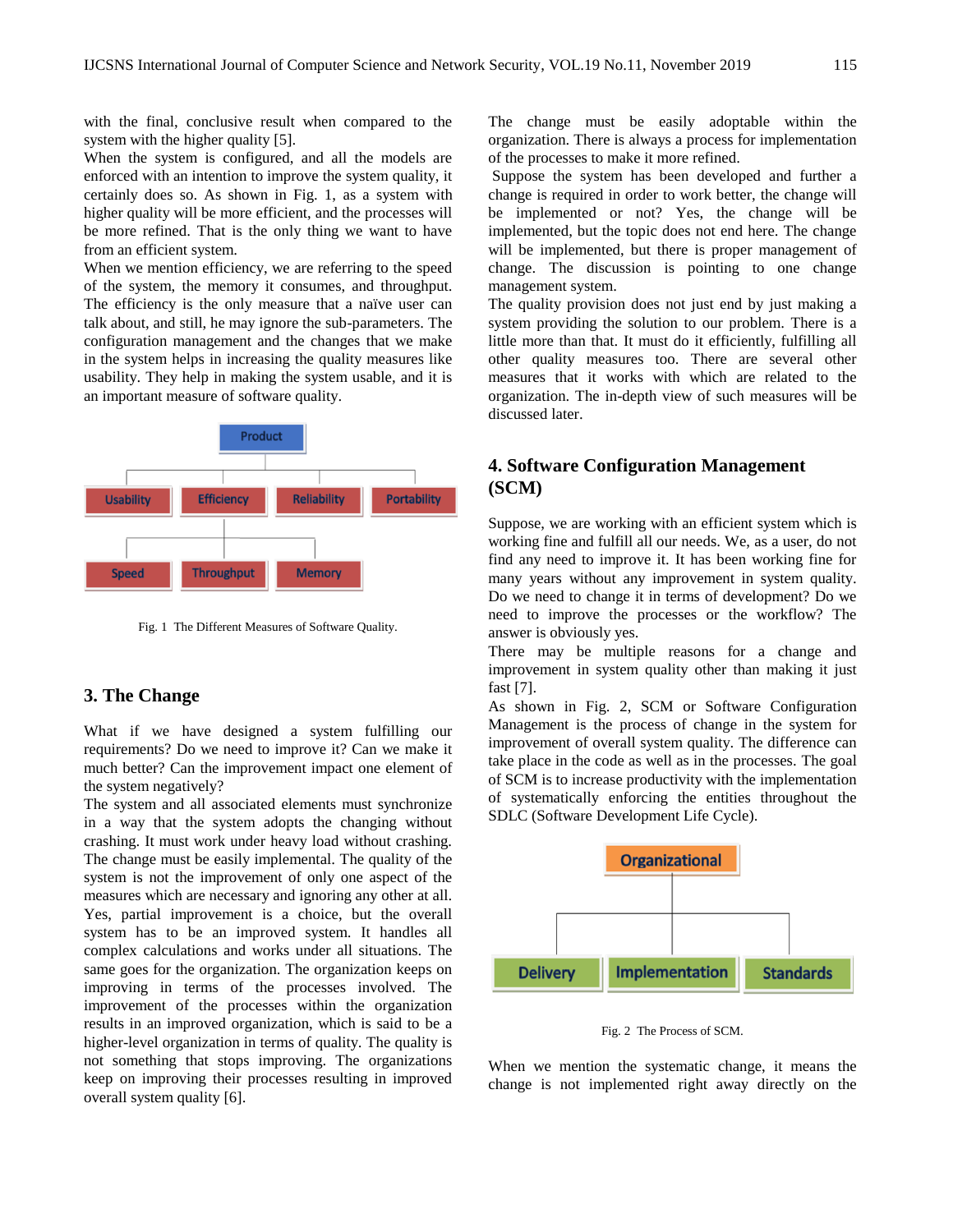with the final, conclusive result when compared to the system with the higher quality [5].

When the system is configured, and all the models are enforced with an intention to improve the system quality, it certainly does so. As shown in Fig. 1, as a system with higher quality will be more efficient, and the processes will be more refined. That is the only thing we want to have from an efficient system.

When we mention efficiency, we are referring to the speed of the system, the memory it consumes, and throughput. The efficiency is the only measure that a naïve user can talk about, and still, he may ignore the sub-parameters. The configuration management and the changes that we make in the system helps in increasing the quality measures like usability. They help in making the system usable, and it is an important measure of software quality.

Fig. 1 The Different Measures of Software Quality.

## 3. The Change

What if we have designed a system fulfilling our requirements? Do we need to improve it? Can we make it much better? Can the improvement impact one element of the system negatively?

The system and all associated elements must synchronize in a way that the system adopts the changing without crashing. It must work under heavy load without crashing. The change must be easily implemental. The quality of the system is not the improvement of only one aspect of the measures which are necessary and ignoring any other at all. Yes, partial improvement is a choice, but the overall system has to be an improved system. It handles all complex calculations and works under all situations. The same goes for the organization. The organization keeps on improving in terms of the processes involved. The improvement of the processes within the organization results in an improved organization, which is said to be a higher-level organization in terms of quality. The quality is not something that stops improving. The organizations keep on improving their processes resulting in improved overall system quality [6].

The change must be easily adoptable within the organization. There is always a process for implementation of the processes to make it more refined.

Suppose the system has been developed and further a change is required in order to work better, the change will be implemented or not? Yes, the change will be implemented, but the topic does not end here. The change will be implemented, but there is proper management of change. The discussion is pointing to one change management system.

The quality provision does not just end by just making a system providing the solution to our problem. There is a little more than that. It must do it efficiently, fulfilling all other quality measures too. There are several other measures that it works with which are related to the organization. The in-depth view of such measures will be discussed later.

## 4. Software Configuration Management (SCM)

Suppose, we are working with an efficient system which is working fine and fulfill all our needs. We, as a user, do not find any need to improve it. It has been working fine for many years without any improvement in system quality. Do we need to change it in terms of development? Do we need to improve the processes or the workflow? The answer is obviously yes.

There may be multiple reasons for a change and improvement in system quality other than making it just fast [7].

As shown in Fig. 2, SCM or Software Configuration Management is the process of change in the system for improvement of overall system quality. The difference can take place in the code as well as in the processes. The goal of SCM is to increase productivity with the implementation of systematically enforcing the entities throughout the SDLC (Software Development Life Cycle).

Fig. 2 The Process of SCM.

When we mention the systematic change, it means the change is not implemented right away directly on the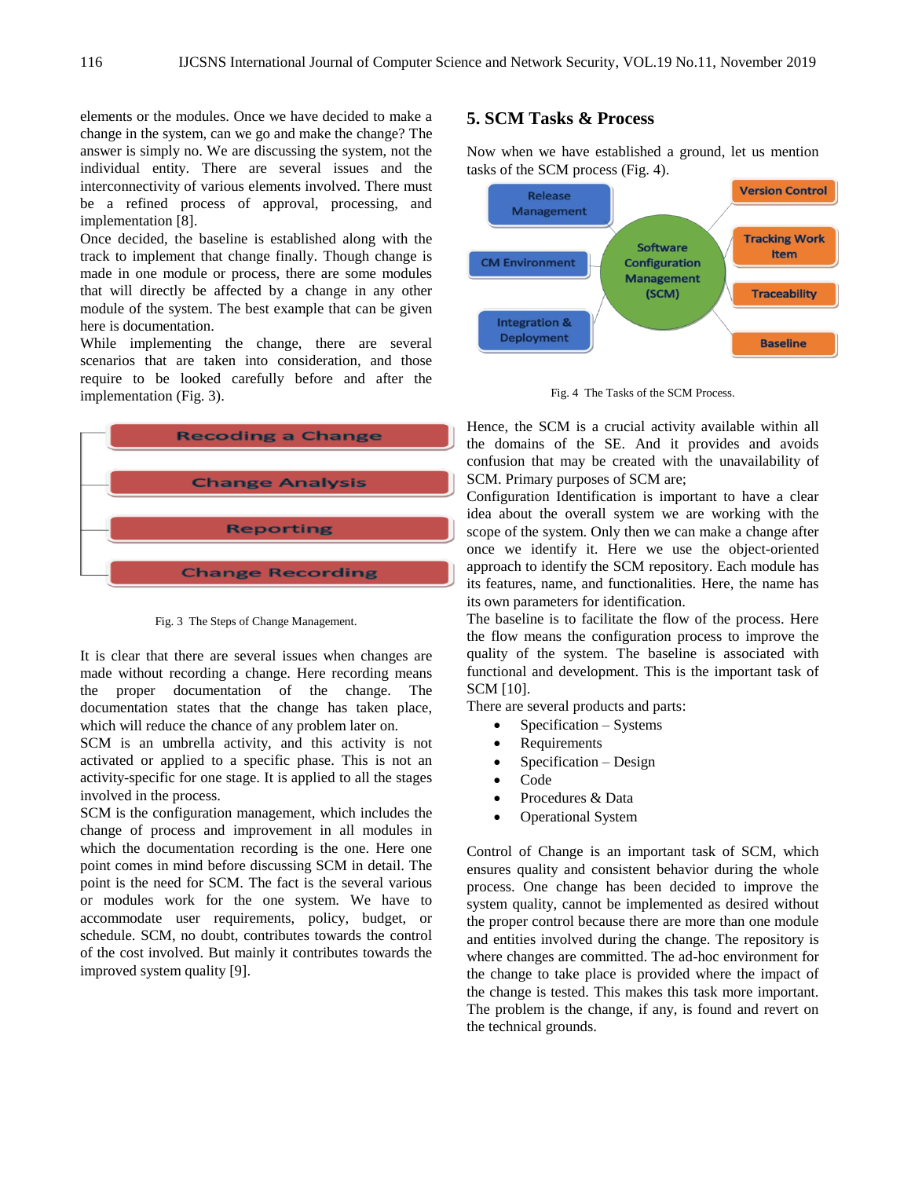elements or the modules. Once we have decided to make a change in the system, can we go and make the change? The answer is simply no. We are discussing the system, not the individual entity. There are several issues and the interconnectivity of various elements involved. There must be a refined process of approval, processing, and implementation [8].

Once decided, the baseline is established along with the track to implement that change finally. Though change is made in one module or process, there are some modules that will directly be affected by a change in any other module of the system. The best example that can be given here is documentation.

While implementing the change, there are several scenarios that are taken into consideration, and those require to be looked carefully before and after the implementation (Fig. 3).

Recoding a Change

Change Analysis

Reporting

Change Recording

Fig. 3 The Steps of Change Management.

It is clear that there are several issues when changes are made without recording a change. Here recording means the proper documentation of the change. The documentation states that the change has taken place, which will reduce the chance of any problem later on.

SCM is an umbrella activity, and this activity is not activated or applied to a specific phase. This is not an activity-specific for one stage. It is applied to all the stages involved in the process.

SCM is the configuration management, which includes the change of process and improvement in all modules in which the documentation recording is the one. Here one point comes in mind before discussing SCM in detail. The point is the need for SCM. The fact is the several various or modules work for the one system. We have to accommodate user requirements, policy, budget, or schedule. SCM, no doubt, contributes towards the control of the cost involved. But mainly it contributes towards the improved system quality [9].

## 5. SCM Tasks & Process

Now when we have established a ground, let us mention tasks of the SCM process (Fig. 4).

Software Configuration Management (SCM)

Release Management

CM Environment

Integration & Deployment

Version Control

Tracking Work Item

Traceability

Baseline

Fig. 4 The Tasks of the SCM Process.

Hence, the SCM is a crucial activity available within all the domains of the SE. And it provides and avoids confusion that may be created with the unavailability of SCM. Primary purposes of SCM are;

Configuration Identification is important to have a clear idea about the overall system we are working with the scope of the system. Only then we can make a change after once we identify it. Here we use the object-oriented approach to identify the SCM repository. Each module has its features, name, and functionalities. Here, the name has its own parameters for identification.

The baseline is to facilitate the flow of the process. Here the flow means the configuration process to improve the quality of the system. The baseline is associated with functional and development. This is the important task of SCM [10].

There are several products and parts:

- Specification – Systems
- Requirements
- Specification – Design
- Code
- Procedures & Data
- Operational System

Control of Change is an important task of SCM, which ensures quality and consistent behavior during the whole process. One change has been decided to improve the system quality, cannot be implemented as desired without the proper control because there are more than one module and entities involved during the change. The repository is where changes are committed. The ad-hoc environment for the change to take place is provided where the impact of the change is tested. This makes this task more important. The problem is the change, if any, is found and revert on the technical grounds.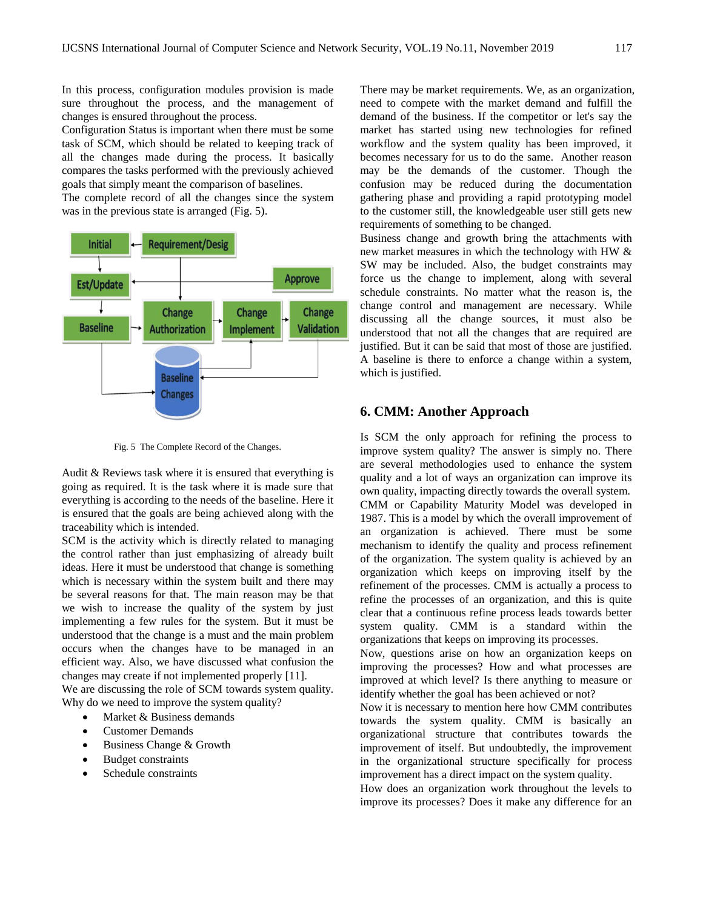In this process, configuration modules provision is made sure throughout the process, and the management of changes is ensured throughout the process.

Configuration Status is important when there must be some task of SCM, which should be related to keeping track of all the changes made during the process. It basically compares the tasks performed with the previously achieved goals that simply meant the comparison of baselines.

The complete record of all the changes since the system was in the previous state is arranged (Fig. 5).

Fig. 5 The Complete Record of the Changes.

Audit & Reviews task where it is ensured that everything is going as required. It is the task where it is made sure that everything is according to the needs of the baseline. Here it is ensured that the goals are being achieved along with the traceability which is intended.

SCM is the activity which is directly related to managing the control rather than just emphasizing of already built ideas. Here it must be understood that change is something which is necessary within the system built and there may be several reasons for that. The main reason may be that we wish to increase the quality of the system by just implementing a few rules for the system. But it must be understood that the change is a must and the main problem occurs when the changes have to be managed in an efficient way. Also, we have discussed what confusion the changes may create if not implemented properly [11].

We are discussing the role of SCM towards system quality. Why do we need to improve the system quality?

- Market & Business demands
- Customer Demands
- Business Change & Growth
- Budget constraints
- Schedule constraints

There may be market requirements. We, as an organization, need to compete with the market demand and fulfill the demand of the business. If the competitor or let's say the market has started using new technologies for refined workflow and the system quality has been improved, it becomes necessary for us to do the same. Another reason may be the demands of the customer. Though the confusion may be reduced during the documentation gathering phase and providing a rapid prototyping model to the customer still, the knowledgeable user still gets new requirements of something to be changed.

Business change and growth bring the attachments with new market measures in which the technology with HW & SW may be included. Also, the budget constraints may force us the change to implement, along with several schedule constraints. No matter what the reason is, the change control and management are necessary. While discussing all the change sources, it must also be understood that not all the changes that are required are justified. But it can be said that most of those are justified. A baseline is there to enforce a change within a system, which is justified.

## 6. CMM: Another Approach

Is SCM the only approach for refining the process to improve system quality? The answer is simply no. There are several methodologies used to enhance the system quality and a lot of ways an organization can improve its own quality, impacting directly towards the overall system.

CMM or Capability Maturity Model was developed in 1987. This is a model by which the overall improvement of an organization is achieved. There must be some mechanism to identify the quality and process refinement of the organization. The system quality is achieved by an organization which keeps on improving itself by the refinement of the processes. CMM is actually a process to refine the processes of an organization, and this is quite clear that a continuous refine process leads towards better system quality. CMM is a standard within the organizations that keeps on improving its processes.

Now, questions arise on how an organization keeps on improving the processes? How and what processes are improved at which level? Is there anything to measure or identify whether the goal has been achieved or not?

Now it is necessary to mention here how CMM contributes towards the system quality. CMM is basically an organizational structure that contributes towards the improvement of itself. But undoubtedly, the improvement in the organizational structure specifically for process improvement has a direct impact on the system quality.

How does an organization work throughout the levels to improve its processes? Does it make any difference for an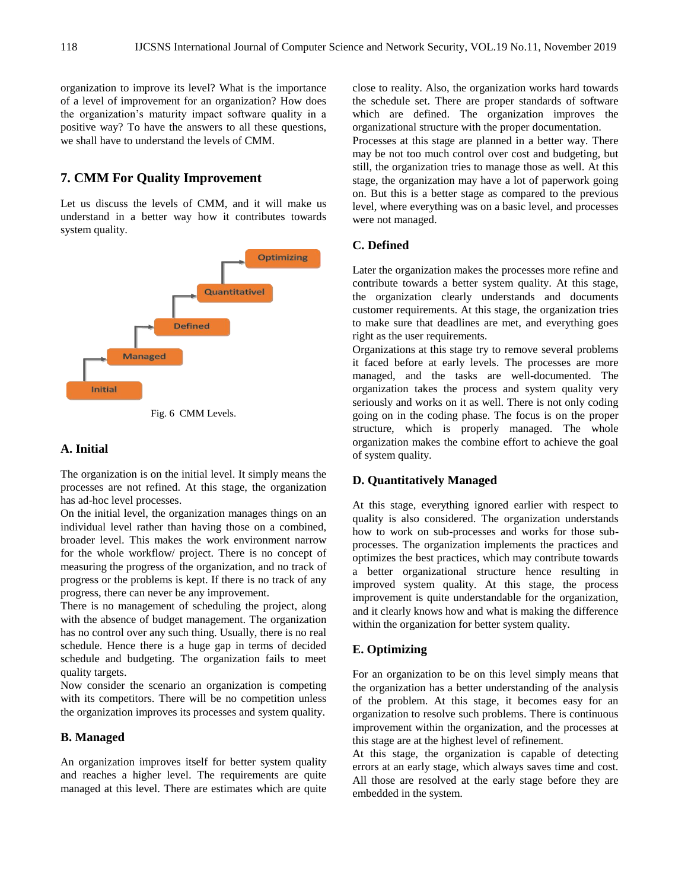organization to improve its level? What is the importance of a level of improvement for an organization? How does the organization's maturity impact software quality in a positive way? To have the answers to all these questions, we shall have to understand the levels of CMM.

## 7. CMM For Quality Improvement

Let us discuss the levels of CMM, and it will make us understand in a better way how it contributes towards system quality.

Fig. 6 CMM Levels.

### A. Initial

The organization is on the initial level. It simply means the processes are not refined. At this stage, the organization has ad-hoc level processes.

On the initial level, the organization manages things on an individual level rather than having those on a combined, broader level. This makes the work environment narrow for the whole workflow/ project. There is no concept of measuring the progress of the organization, and no track of progress or the problems is kept. If there is no track of any progress, there can never be any improvement.

There is no management of scheduling the project, along with the absence of budget management. The organization has no control over any such thing. Usually, there is no real schedule. Hence there is a huge gap in terms of decided schedule and budgeting. The organization fails to meet quality targets.

Now consider the scenario an organization is competing with its competitors. There will be no competition unless the organization improves its processes and system quality.

### B. Managed

An organization improves itself for better system quality and reaches a higher level. The requirements are quite managed at this level. There are estimates which are quite close to reality. Also, the organization works hard towards the schedule set. There are proper standards of software which are defined. The organization improves the organizational structure with the proper documentation.

Processes at this stage are planned in a better way. There may be not too much control over cost and budgeting, but still, the organization tries to manage those as well. At this stage, the organization may have a lot of paperwork going on. But this is a better stage as compared to the previous level, where everything was on a basic level, and processes were not managed.

### C. Defined

Later the organization makes the processes more refine and contribute towards a better system quality. At this stage, the organization clearly understands and documents customer requirements. At this stage, the organization tries to make sure that deadlines are met, and everything goes right as the user requirements.

Organizations at this stage try to remove several problems it faced before at early levels. The processes are more managed, and the tasks are well-documented. The organization takes the process and system quality very seriously and works on it as well. There is not only coding going on in the coding phase. The focus is on the proper structure, which is properly managed. The whole organization makes the combine effort to achieve the goal of system quality.

### D. Quantitatively Managed

At this stage, everything ignored earlier with respect to quality is also considered. The organization understands how to work on sub-processes and works for those sub-processes. The organization implements the practices and optimizes the best practices, which may contribute towards a better organizational structure hence resulting in improved system quality. At this stage, the process improvement is quite understandable for the organization, and it clearly knows how and what is making the difference within the organization for better system quality.

### E. Optimizing

For an organization to be on this level simply means that the organization has a better understanding of the analysis of the problem. At this stage, it becomes easy for an organization to resolve such problems. There is continuous improvement within the organization, and the processes at this stage are at the highest level of refinement.

At this stage, the organization is capable of detecting errors at an early stage, which always saves time and cost. All those are resolved at the early stage before they are embedded in the system.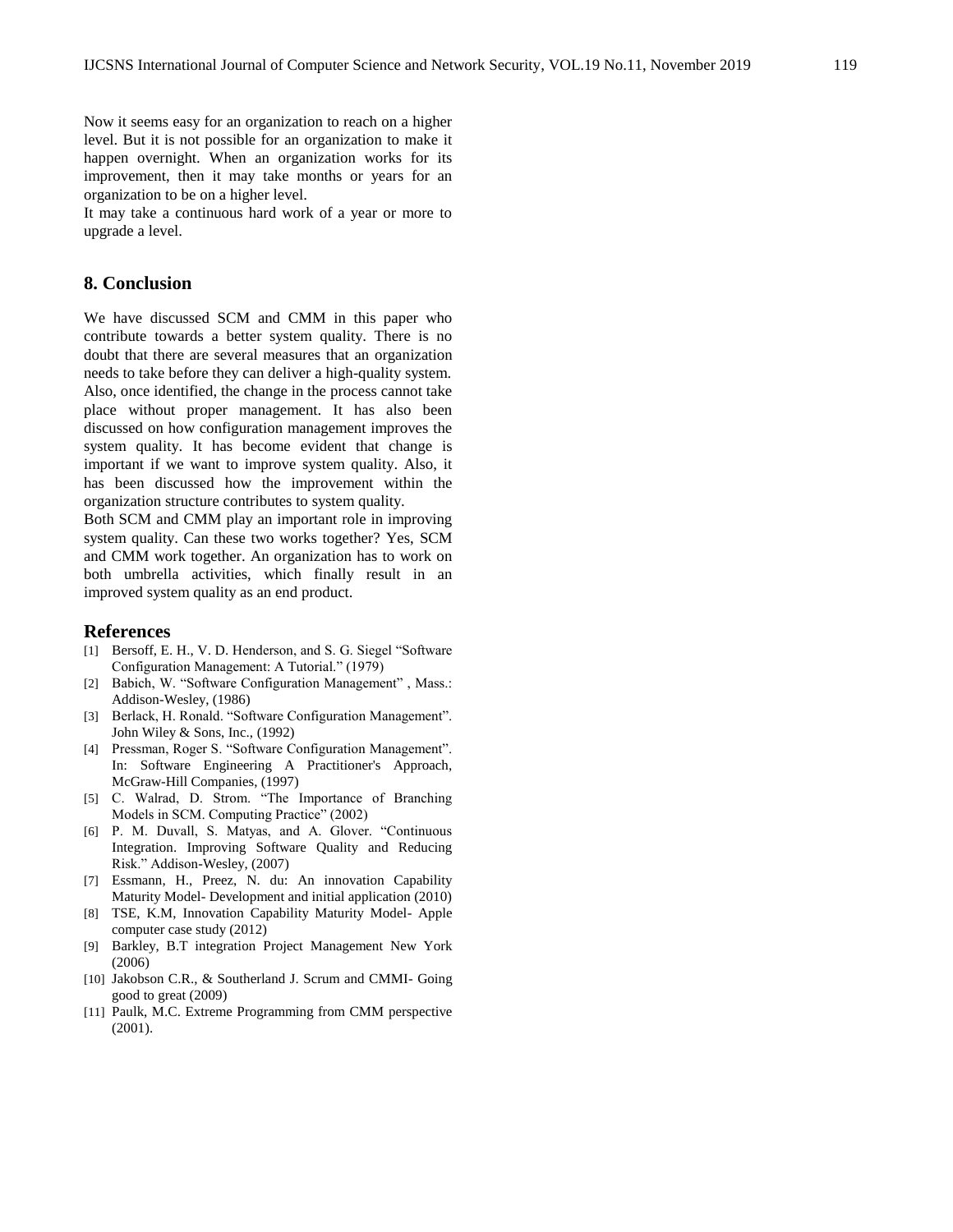Now it seems easy for an organization to reach on a higher level. But it is not possible for an organization to make it happen overnight. When an organization works for its improvement, then it may take months or years for an organization to be on a higher level.

It may take a continuous hard work of a year or more to upgrade a level.

## 8. Conclusion

We have discussed SCM and CMM in this paper who contribute towards a better system quality. There is no doubt that there are several measures that an organization needs to take before they can deliver a high-quality system. Also, once identified, the change in the process cannot take place without proper management. It has also been discussed on how configuration management improves the system quality. It has become evident that change is important if we want to improve system quality. Also, it has been discussed how the improvement within the organization structure contributes to system quality.

Both SCM and CMM play an important role in improving system quality. Can these two works together? Yes, SCM and CMM work together. An organization has to work on both umbrella activities, which finally result in an improved system quality as an end product.

## References

[1] Bersoff, E. H., V. D. Henderson, and S. G. Siegel "Software Configuration Management: A Tutorial." (1979)

[2] Babich, W. "Software Configuration Management" , Mass.: Addison-Wesley, (1986)

[3] Berlack, H. Ronald. "Software Configuration Management". John Wiley & Sons, Inc., (1992)

[4] Pressman, Roger S. "Software Configuration Management". In: Software Engineering A Practitioner's Approach, McGraw-Hill Companies, (1997)

[5] C. Walrad, D. Strom. "The Importance of Branching Models in SCM. Computing Practice" (2002)

[6] P. M. Duvall, S. Matyas, and A. Glover. "Continuous Integration. Improving Software Quality and Reducing Risk." Addison-Wesley, (2007)

[7] Essmann, H., Preez, N. du: An innovation Capability Maturity Model- Development and initial application (2010)

[8] TSE, K.M, Innovation Capability Maturity Model- Apple computer case study (2012)

[9] Barkley, B.T integration Project Management New York (2006)

[10] Jakobson C.R., & Southerland J. Scrum and CMMI- Going good to great (2009)

[11] Paulk, M.C. Extreme Programming from CMM perspective (2001).